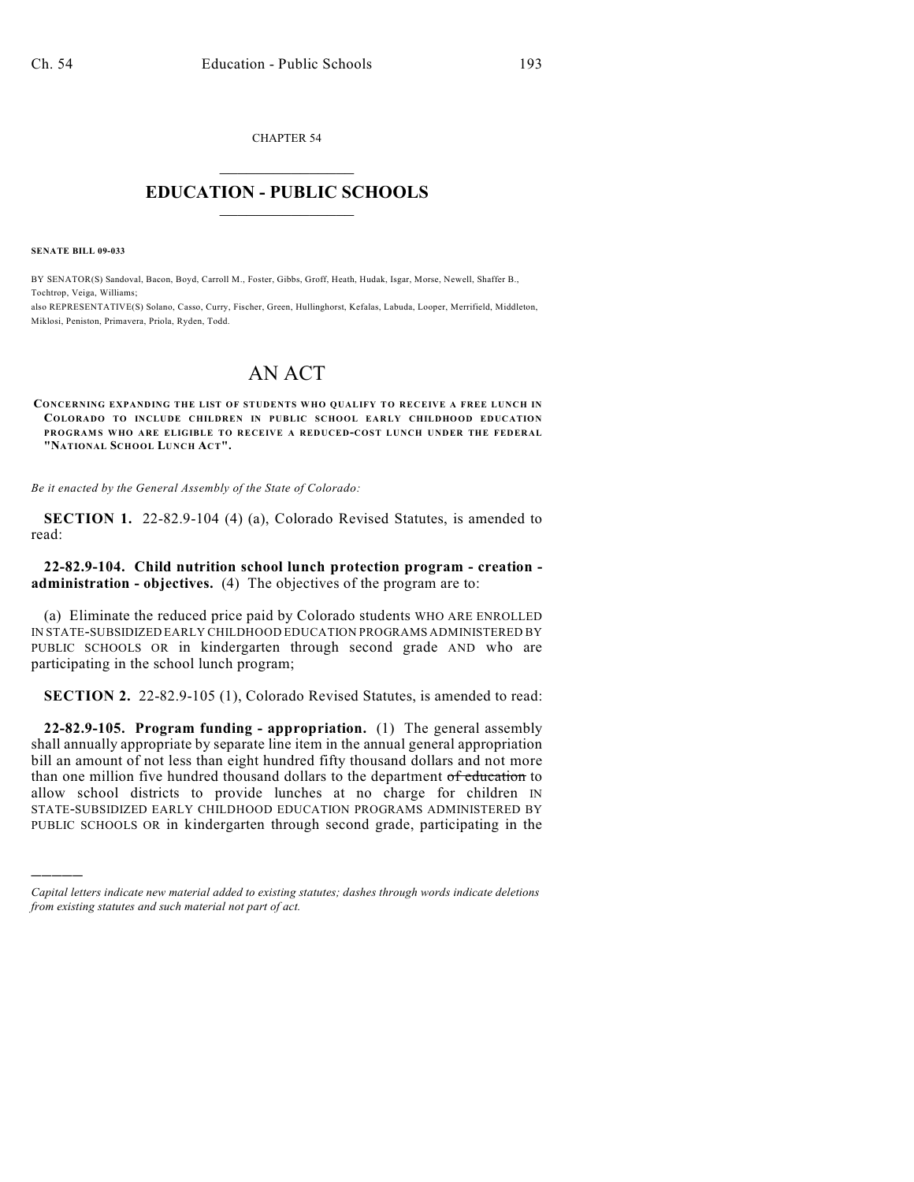CHAPTER 54

# EDUCATION - PUBLIC SCHOOLS

**SENATE BILL 09-033**

BY SENATOR(S) Sandoval, Bacon, Boyd, Carroll M., Foster, Gibbs, Groff, Heath, Hudak, Isgar, Morse, Newell, Shaffer B., Tochtrop, Veiga, Williams;
also REPRESENTATIVE(S) Solano, Casso, Curry, Fischer, Green, Hullinghorst, Kefalas, Labuda, Looper, Merrifield, Middleton, Miklosi, Peniston, Primavera, Priola, Ryden, Todd.

# AN ACT

**CONCERNING EXPANDING THE LIST OF STUDENTS WHO QUALIFY TO RECEIVE A FREE LUNCH IN COLORADO TO INCLUDE CHILDREN IN PUBLIC SCHOOL EARLY CHILDHOOD EDUCATION PROGRAMS WHO ARE ELIGIBLE TO RECEIVE A REDUCED-COST LUNCH UNDER THE FEDERAL "NATIONAL SCHOOL LUNCH ACT".**

*Be it enacted by the General Assembly of the State of Colorado:*

**SECTION 1.** 22-82.9-104 (4) (a), Colorado Revised Statutes, is amended to read:

**22-82.9-104. Child nutrition school lunch protection program - creation - administration - objectives.** (4) The objectives of the program are to:

(a) Eliminate the reduced price paid by Colorado students WHO ARE ENROLLED IN STATE-SUBSIDIZED EARLY CHILDHOOD EDUCATION PROGRAMS ADMINISTERED BY PUBLIC SCHOOLS OR in kindergarten through second grade AND who are participating in the school lunch program;

**SECTION 2.** 22-82.9-105 (1), Colorado Revised Statutes, is amended to read:

**22-82.9-105. Program funding - appropriation.** (1) The general assembly shall annually appropriate by separate line item in the annual general appropriation bill an amount of not less than eight hundred fifty thousand dollars and not more than one million five hundred thousand dollars to the department ~~of education~~ to allow school districts to provide lunches at no charge for children IN STATE-SUBSIDIZED EARLY CHILDHOOD EDUCATION PROGRAMS ADMINISTERED BY PUBLIC SCHOOLS OR in kindergarten through second grade, participating in the

*Capital letters indicate new material added to existing statutes; dashes through words indicate deletions from existing statutes and such material not part of act.*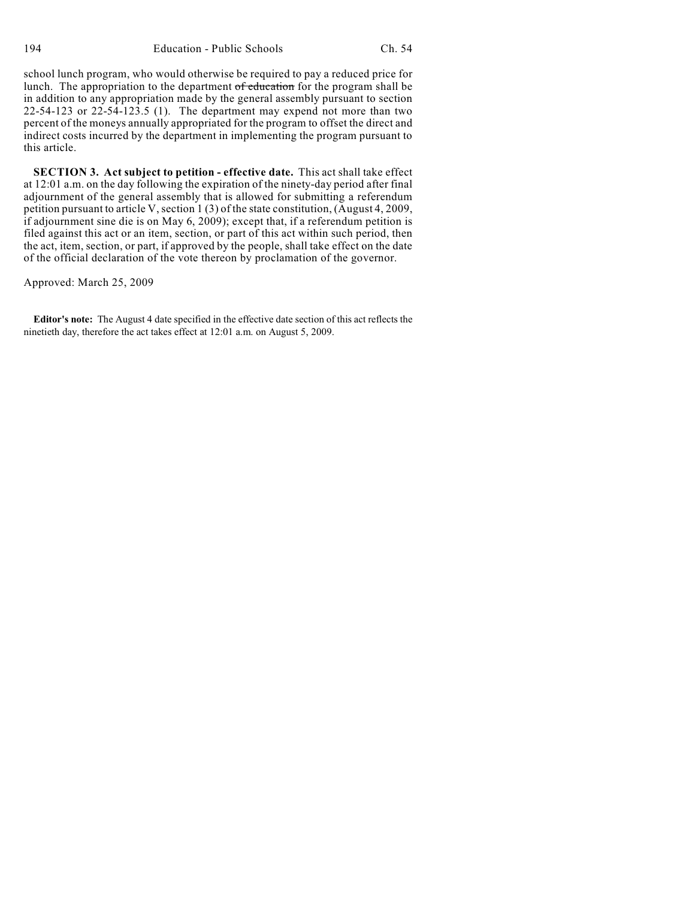school lunch program, who would otherwise be required to pay a reduced price for lunch. The appropriation to the department ~~of education~~ for the program shall be in addition to any appropriation made by the general assembly pursuant to section 22-54-123 or 22-54-123.5 (1). The department may expend not more than two percent of the moneys annually appropriated for the program to offset the direct and indirect costs incurred by the department in implementing the program pursuant to this article.

**SECTION 3. Act subject to petition - effective date.** This act shall take effect at 12:01 a.m. on the day following the expiration of the ninety-day period after final adjournment of the general assembly that is allowed for submitting a referendum petition pursuant to article V, section 1 (3) of the state constitution, (August 4, 2009, if adjournment sine die is on May 6, 2009); except that, if a referendum petition is filed against this act or an item, section, or part of this act within such period, then the act, item, section, or part, if approved by the people, shall take effect on the date of the official declaration of the vote thereon by proclamation of the governor.

Approved: March 25, 2009

**Editor's note:** The August 4 date specified in the effective date section of this act reflects the ninetieth day, therefore the act takes effect at 12:01 a.m. on August 5, 2009.